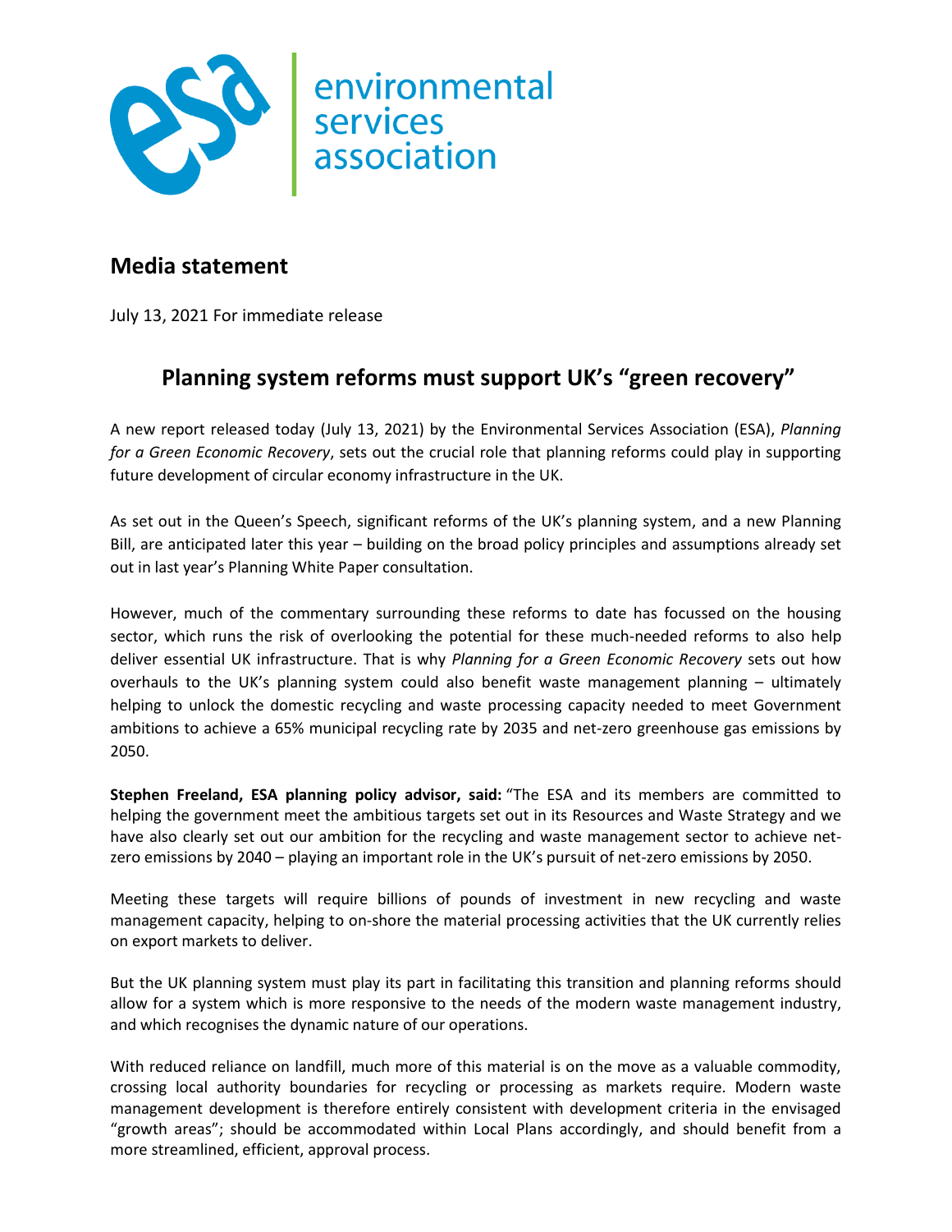environmental services association

## Media statement

July 13, 2021 For immediate release

# Planning system reforms must support UK's "green recovery"

A new report released today (July 13, 2021) by the Environmental Services Association (ESA), *Planning for a Green Economic Recovery*, sets out the crucial role that planning reforms could play in supporting future development of circular economy infrastructure in the UK.

As set out in the Queen's Speech, significant reforms of the UK's planning system, and a new Planning Bill, are anticipated later this year – building on the broad policy principles and assumptions already set out in last year's Planning White Paper consultation.

However, much of the commentary surrounding these reforms to date has focussed on the housing sector, which runs the risk of overlooking the potential for these much-needed reforms to also help deliver essential UK infrastructure. That is why *Planning for a Green Economic Recovery* sets out how overhauls to the UK's planning system could also benefit waste management planning – ultimately helping to unlock the domestic recycling and waste processing capacity needed to meet Government ambitions to achieve a 65% municipal recycling rate by 2035 and net-zero greenhouse gas emissions by 2050.

**Stephen Freeland, ESA planning policy advisor, said:** "The ESA and its members are committed to helping the government meet the ambitious targets set out in its Resources and Waste Strategy and we have also clearly set out our ambition for the recycling and waste management sector to achieve net-zero emissions by 2040 – playing an important role in the UK's pursuit of net-zero emissions by 2050.

Meeting these targets will require billions of pounds of investment in new recycling and waste management capacity, helping to on-shore the material processing activities that the UK currently relies on export markets to deliver.

But the UK planning system must play its part in facilitating this transition and planning reforms should allow for a system which is more responsive to the needs of the modern waste management industry, and which recognises the dynamic nature of our operations.

With reduced reliance on landfill, much more of this material is on the move as a valuable commodity, crossing local authority boundaries for recycling or processing as markets require. Modern waste management development is therefore entirely consistent with development criteria in the envisaged "growth areas"; should be accommodated within Local Plans accordingly, and should benefit from a more streamlined, efficient, approval process.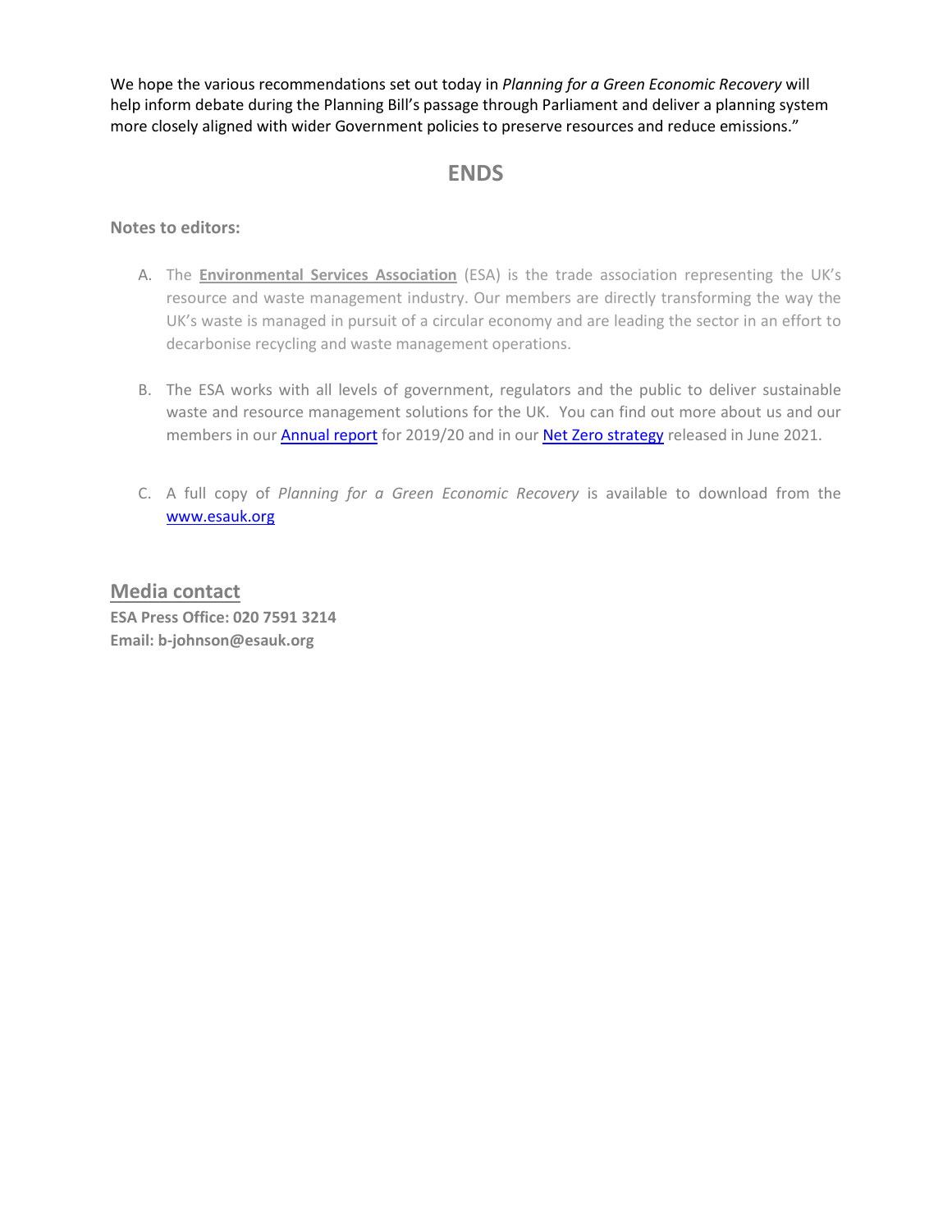We hope the various recommendations set out today in *Planning for a Green Economic Recovery* will help inform debate during the Planning Bill's passage through Parliament and deliver a planning system more closely aligned with wider Government policies to preserve resources and reduce emissions."

## ENDS

**Notes to editors:**

A. The **Environmental Services Association** (ESA) is the trade association representing the UK's resource and waste management industry. Our members are directly transforming the way the UK's waste is managed in pursuit of a circular economy and are leading the sector in an effort to decarbonise recycling and waste management operations.

B. The ESA works with all levels of government, regulators and the public to deliver sustainable waste and resource management solutions for the UK. You can find out more about us and our members in our Annual report for 2019/20 and in our Net Zero strategy released in June 2021.

C. A full copy of *Planning for a Green Economic Recovery* is available to download from the www.esauk.org

## Media contact

**ESA Press Office: 020 7591 3214**
**Email: b-johnson@esauk.org**